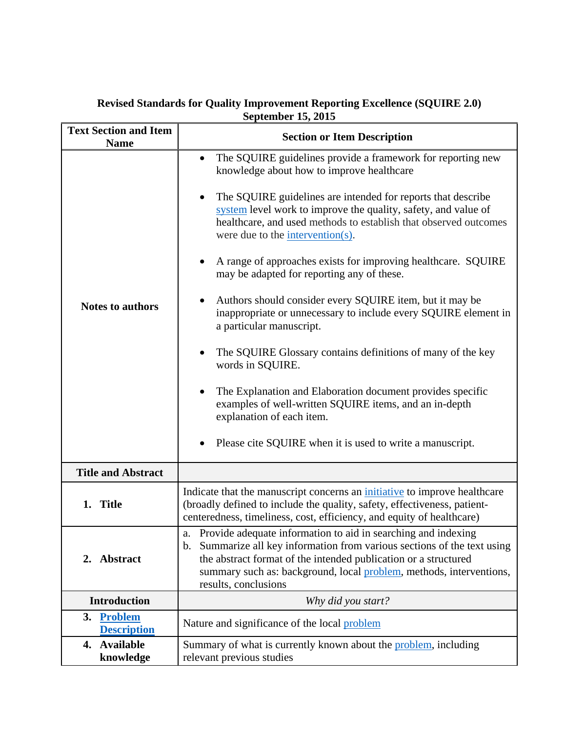**Revised Standards for Quality Improvement Reporting Excellence (SQUIRE 2.0)**
**September 15, 2015**

| Text Section and Item Name | Section or Item Description |
|---|---|
| **Notes to authors** | • The SQUIRE guidelines provide a framework for reporting new knowledge about how to improve healthcare<br><br>• The SQUIRE guidelines are intended for reports that describe system level work to improve the quality, safety, and value of healthcare, and used methods to establish that observed outcomes were due to the intervention(s).<br><br>• A range of approaches exists for improving healthcare. SQUIRE may be adapted for reporting any of these.<br><br>• Authors should consider every SQUIRE item, but it may be inappropriate or unnecessary to include every SQUIRE element in a particular manuscript.<br><br>• The SQUIRE Glossary contains definitions of many of the key words in SQUIRE.<br><br>• The Explanation and Elaboration document provides specific examples of well-written SQUIRE items, and an in-depth explanation of each item.<br><br>• Please cite SQUIRE when it is used to write a manuscript. |
| **Title and Abstract** | |
| **1. Title** | Indicate that the manuscript concerns an initiative to improve healthcare (broadly defined to include the quality, safety, effectiveness, patient-centeredness, timeliness, cost, efficiency, and equity of healthcare) |
| **2. Abstract** | a. Provide adequate information to aid in searching and indexing<br>b. Summarize all key information from various sections of the text using the abstract format of the intended publication or a structured summary such as: background, local problem, methods, interventions, results, conclusions |
| **Introduction** | *Why did you start?* |
| **3. Problem Description** | Nature and significance of the local problem |
| **4. Available knowledge** | Summary of what is currently known about the problem, including relevant previous studies |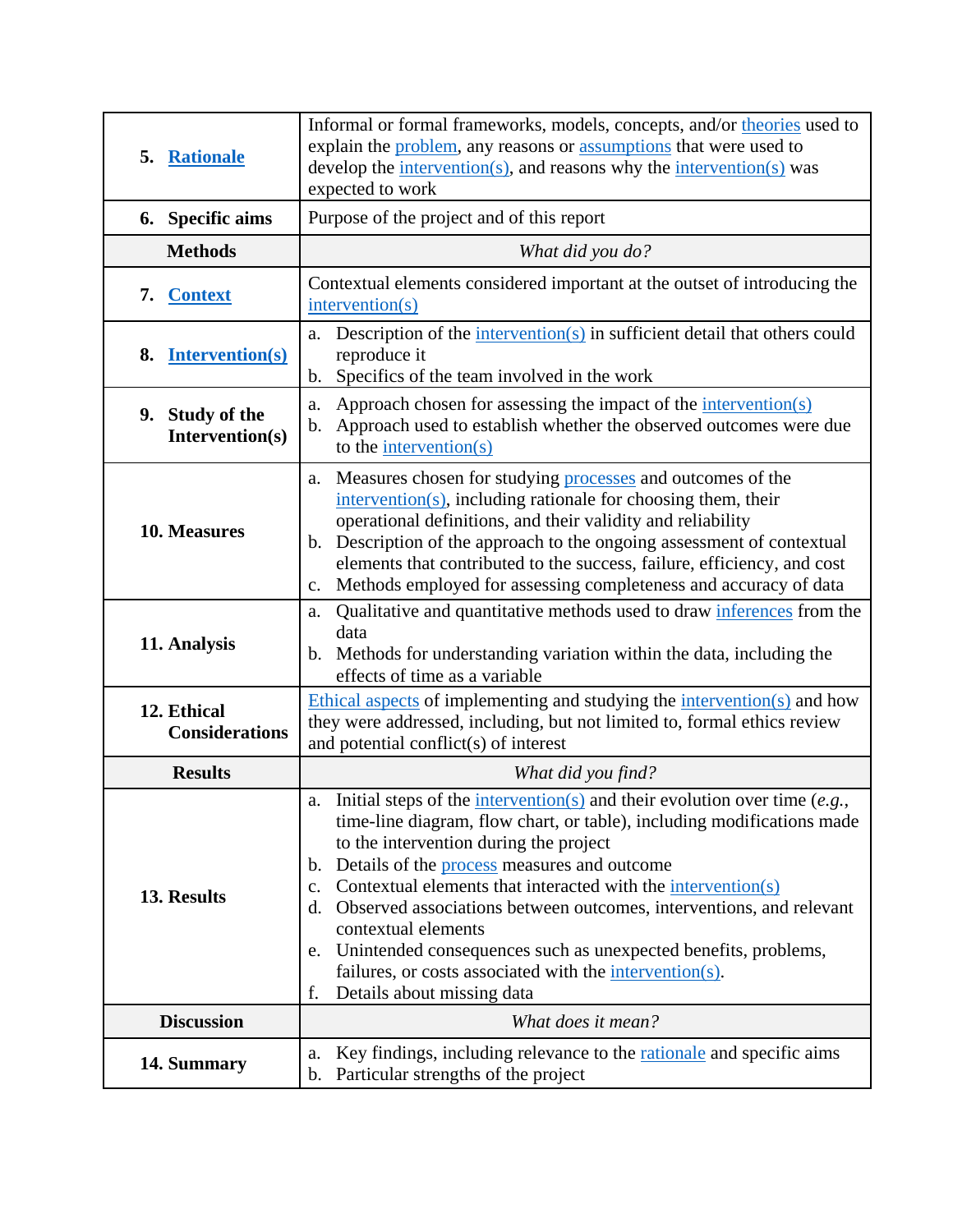| | |
|---|---|
| **5. Rationale** | Informal or formal frameworks, models, concepts, and/or theories used to explain the problem, any reasons or assumptions that were used to develop the intervention(s), and reasons why the intervention(s) was expected to work |
| **6. Specific aims** | Purpose of the project and of this report |
| **Methods** | *What did you do?* |
| **7. Context** | Contextual elements considered important at the outset of introducing the intervention(s) |
| **8. Intervention(s)** | a. Description of the intervention(s) in sufficient detail that others could reproduce it<br>b. Specifics of the team involved in the work |
| **9. Study of the Intervention(s)** | a. Approach chosen for assessing the impact of the intervention(s)<br>b. Approach used to establish whether the observed outcomes were due to the intervention(s) |
| **10. Measures** | a. Measures chosen for studying processes and outcomes of the intervention(s), including rationale for choosing them, their operational definitions, and their validity and reliability<br>b. Description of the approach to the ongoing assessment of contextual elements that contributed to the success, failure, efficiency, and cost<br>c. Methods employed for assessing completeness and accuracy of data |
| **11. Analysis** | a. Qualitative and quantitative methods used to draw inferences from the data<br>b. Methods for understanding variation within the data, including the effects of time as a variable |
| **12. Ethical Considerations** | Ethical aspects of implementing and studying the intervention(s) and how they were addressed, including, but not limited to, formal ethics review and potential conflict(s) of interest |
| **Results** | *What did you find?* |
| **13. Results** | a. Initial steps of the intervention(s) and their evolution over time (*e.g.*, time-line diagram, flow chart, or table), including modifications made to the intervention during the project<br>b. Details of the process measures and outcome<br>c. Contextual elements that interacted with the intervention(s)<br>d. Observed associations between outcomes, interventions, and relevant contextual elements<br>e. Unintended consequences such as unexpected benefits, problems, failures, or costs associated with the intervention(s).<br>f. Details about missing data |
| **Discussion** | *What does it mean?* |
| **14. Summary** | a. Key findings, including relevance to the rationale and specific aims<br>b. Particular strengths of the project |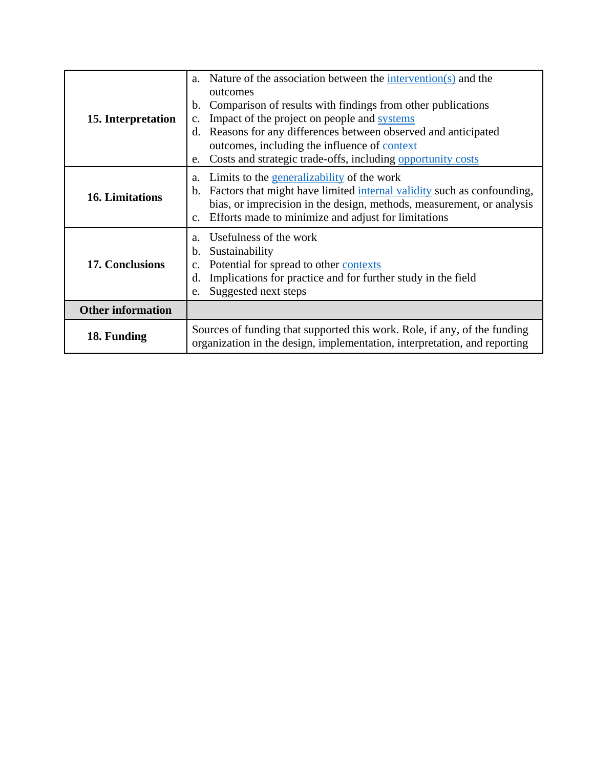| | |
|---|---|
| **15. Interpretation** | a. Nature of the association between the intervention(s) and the outcomes<br>b. Comparison of results with findings from other publications<br>c. Impact of the project on people and systems<br>d. Reasons for any differences between observed and anticipated outcomes, including the influence of context<br>e. Costs and strategic trade-offs, including opportunity costs |
| **16. Limitations** | a. Limits to the generalizability of the work<br>b. Factors that might have limited internal validity such as confounding, bias, or imprecision in the design, methods, measurement, or analysis<br>c. Efforts made to minimize and adjust for limitations |
| **17. Conclusions** | a. Usefulness of the work<br>b. Sustainability<br>c. Potential for spread to other contexts<br>d. Implications for practice and for further study in the field<br>e. Suggested next steps |
| **Other information** | |
| **18. Funding** | Sources of funding that supported this work. Role, if any, of the funding organization in the design, implementation, interpretation, and reporting |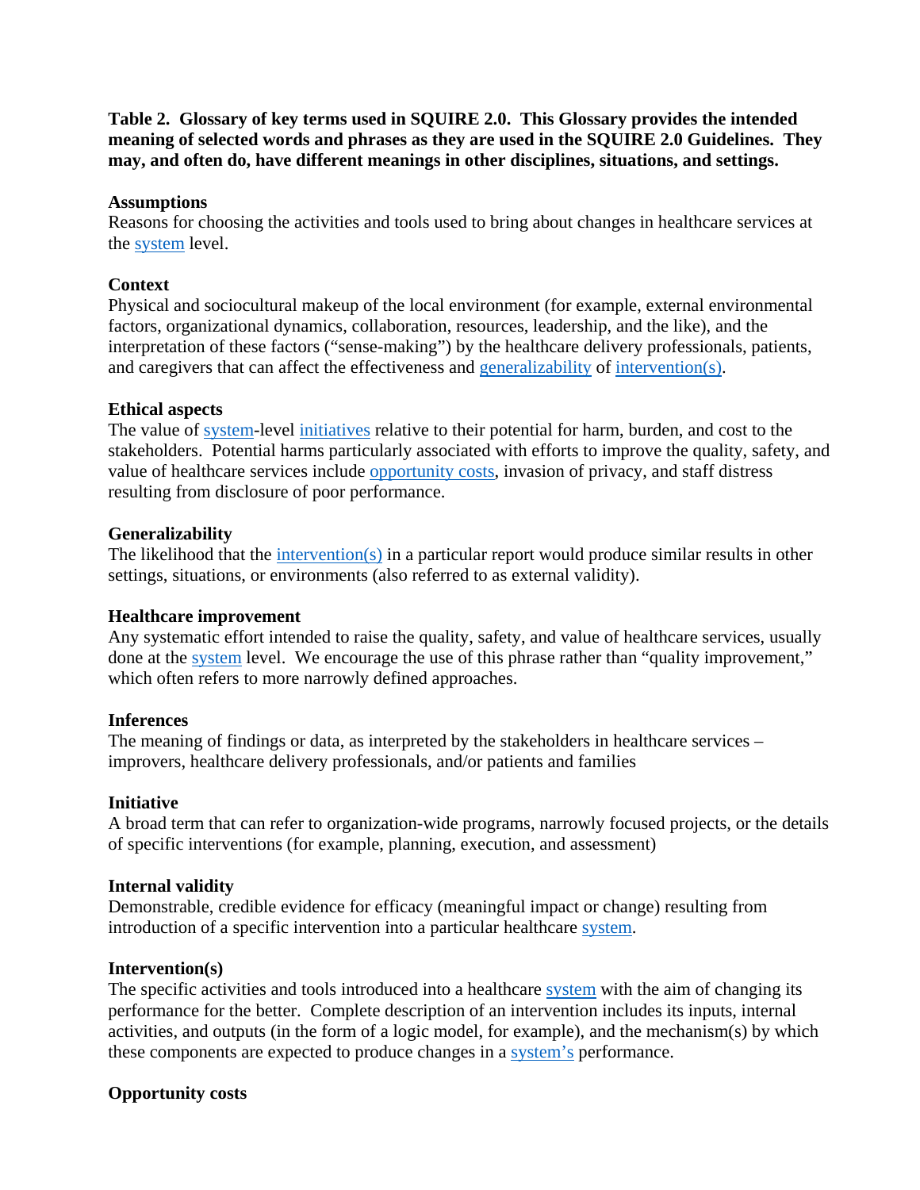**Table 2. Glossary of key terms used in SQUIRE 2.0. This Glossary provides the intended meaning of selected words and phrases as they are used in the SQUIRE 2.0 Guidelines. They may, and often do, have different meanings in other disciplines, situations, and settings.**

**Assumptions**
Reasons for choosing the activities and tools used to bring about changes in healthcare services at the system level.

**Context**
Physical and sociocultural makeup of the local environment (for example, external environmental factors, organizational dynamics, collaboration, resources, leadership, and the like), and the interpretation of these factors ("sense-making") by the healthcare delivery professionals, patients, and caregivers that can affect the effectiveness and generalizability of intervention(s).

**Ethical aspects**
The value of system-level initiatives relative to their potential for harm, burden, and cost to the stakeholders. Potential harms particularly associated with efforts to improve the quality, safety, and value of healthcare services include opportunity costs, invasion of privacy, and staff distress resulting from disclosure of poor performance.

**Generalizability**
The likelihood that the intervention(s) in a particular report would produce similar results in other settings, situations, or environments (also referred to as external validity).

**Healthcare improvement**
Any systematic effort intended to raise the quality, safety, and value of healthcare services, usually done at the system level. We encourage the use of this phrase rather than "quality improvement," which often refers to more narrowly defined approaches.

**Inferences**
The meaning of findings or data, as interpreted by the stakeholders in healthcare services – improvers, healthcare delivery professionals, and/or patients and families

**Initiative**
A broad term that can refer to organization-wide programs, narrowly focused projects, or the details of specific interventions (for example, planning, execution, and assessment)

**Internal validity**
Demonstrable, credible evidence for efficacy (meaningful impact or change) resulting from introduction of a specific intervention into a particular healthcare system.

**Intervention(s)**
The specific activities and tools introduced into a healthcare system with the aim of changing its performance for the better. Complete description of an intervention includes its inputs, internal activities, and outputs (in the form of a logic model, for example), and the mechanism(s) by which these components are expected to produce changes in a system's performance.

**Opportunity costs**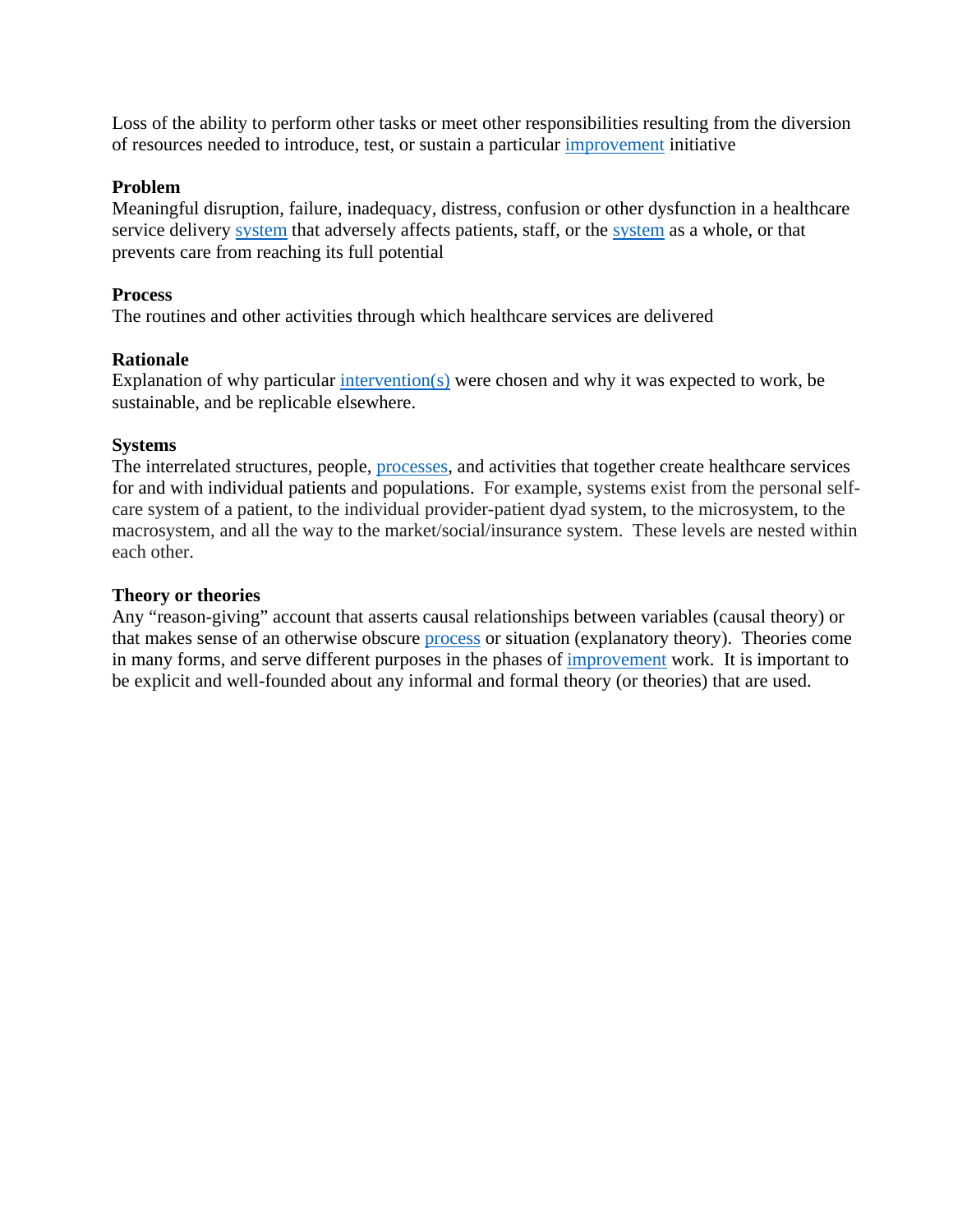Loss of the ability to perform other tasks or meet other responsibilities resulting from the diversion of resources needed to introduce, test, or sustain a particular improvement initiative

**Problem**
Meaningful disruption, failure, inadequacy, distress, confusion or other dysfunction in a healthcare service delivery system that adversely affects patients, staff, or the system as a whole, or that prevents care from reaching its full potential

**Process**
The routines and other activities through which healthcare services are delivered

**Rationale**
Explanation of why particular intervention(s) were chosen and why it was expected to work, be sustainable, and be replicable elsewhere.

**Systems**
The interrelated structures, people, processes, and activities that together create healthcare services for and with individual patients and populations. For example, systems exist from the personal self-care system of a patient, to the individual provider-patient dyad system, to the microsystem, to the macrosystem, and all the way to the market/social/insurance system. These levels are nested within each other.

**Theory or theories**
Any "reason-giving" account that asserts causal relationships between variables (causal theory) or that makes sense of an otherwise obscure process or situation (explanatory theory). Theories come in many forms, and serve different purposes in the phases of improvement work. It is important to be explicit and well-founded about any informal and formal theory (or theories) that are used.